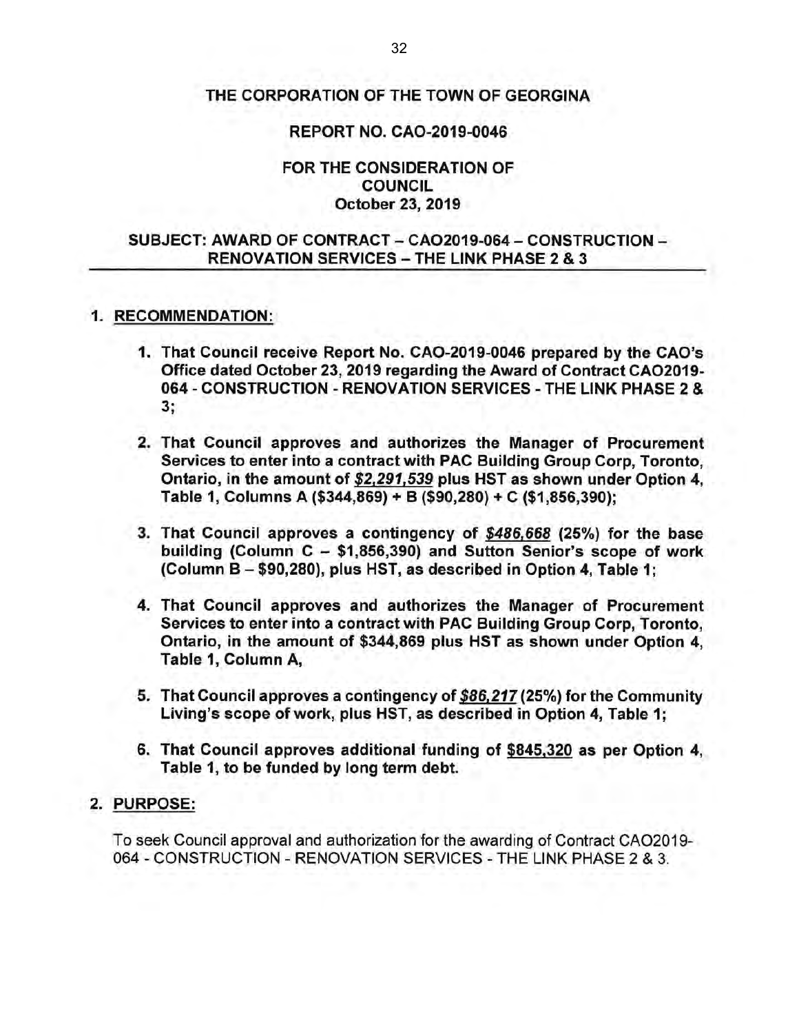# THE CORPORATION OF THE TOWN OF GEORGINA

## REPORT NO. CAO-2019-0046

### FOR THE CONSIDERATION OF COUNCIL
### October 23, 2019

### SUBJECT: AWARD OF CONTRACT – CAO2019-064 – CONSTRUCTION – RENOVATION SERVICES – THE LINK PHASE 2 & 3

## 1. RECOMMENDATION:

1. **That Council receive Report No. CAO-2019-0046 prepared by the CAO's Office dated October 23, 2019 regarding the Award of Contract CAO2019-064 - CONSTRUCTION - RENOVATION SERVICES - THE LINK PHASE 2 & 3;**

2. **That Council approves and authorizes the Manager of Procurement Services to enter into a contract with PAC Building Group Corp, Toronto, Ontario, in the amount of *<u>$2,291,539</u>* plus HST as shown under Option 4, Table 1, Columns A ($344,869) + B ($90,280) + C ($1,856,390);**

3. **That Council approves a contingency of *<u>$486,668</u>* (25%) for the base building (Column C – $1,856,390) and Sutton Senior's scope of work (Column B – $90,280), plus HST, as described in Option 4, Table 1;**

4. **That Council approves and authorizes the Manager of Procurement Services to enter into a contract with PAC Building Group Corp, Toronto, Ontario, in the amount of $344,869 plus HST as shown under Option 4, Table 1, Column A,**

5. **That Council approves a contingency of *<u>$86,217</u>* (25%) for the Community Living's scope of work, plus HST, as described in Option 4, Table 1;**

6. **That Council approves additional funding of <u>$845,320</u> as per Option 4, Table 1, to be funded by long term debt.**

## 2. PURPOSE:

To seek Council approval and authorization for the awarding of Contract CAO2019-064 - CONSTRUCTION - RENOVATION SERVICES - THE LINK PHASE 2 & 3.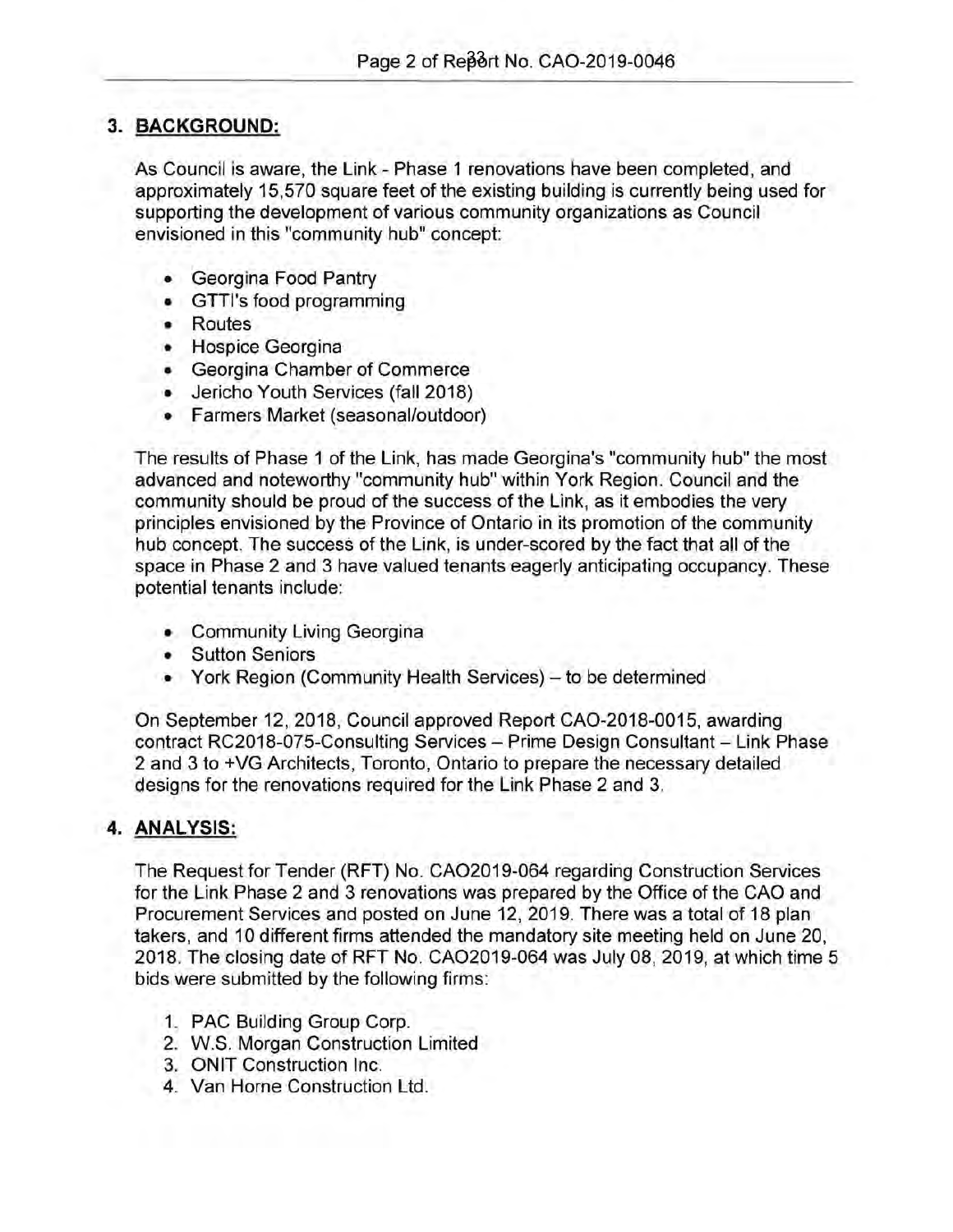## 3. BACKGROUND:

As Council is aware, the Link - Phase 1 renovations have been completed, and approximately 15,570 square feet of the existing building is currently being used for supporting the development of various community organizations as Council envisioned in this "community hub" concept:

- Georgina Food Pantry
- GTTI's food programming
- Routes
- Hospice Georgina
- Georgina Chamber of Commerce
- Jericho Youth Services (fall 2018)
- Farmers Market (seasonal/outdoor)

The results of Phase 1 of the Link, has made Georgina's "community hub" the most advanced and noteworthy "community hub" within York Region. Council and the community should be proud of the success of the Link, as it embodies the very principles envisioned by the Province of Ontario in its promotion of the community hub concept. The success of the Link, is under-scored by the fact that all of the space in Phase 2 and 3 have valued tenants eagerly anticipating occupancy. These potential tenants include:

- Community Living Georgina
- Sutton Seniors
- York Region (Community Health Services) – to be determined

On September 12, 2018, Council approved Report CAO-2018-0015, awarding contract RC2018-075-Consulting Services – Prime Design Consultant – Link Phase 2 and 3 to +VG Architects, Toronto, Ontario to prepare the necessary detailed designs for the renovations required for the Link Phase 2 and 3.

## 4. ANALYSIS:

The Request for Tender (RFT) No. CAO2019-064 regarding Construction Services for the Link Phase 2 and 3 renovations was prepared by the Office of the CAO and Procurement Services and posted on June 12, 2019. There was a total of 18 plan takers, and 10 different firms attended the mandatory site meeting held on June 20, 2018. The closing date of RFT No. CAO2019-064 was July 08, 2019, at which time 5 bids were submitted by the following firms:

1. PAC Building Group Corp.
2. W.S. Morgan Construction Limited
3. ONIT Construction Inc.
4. Van Horne Construction Ltd.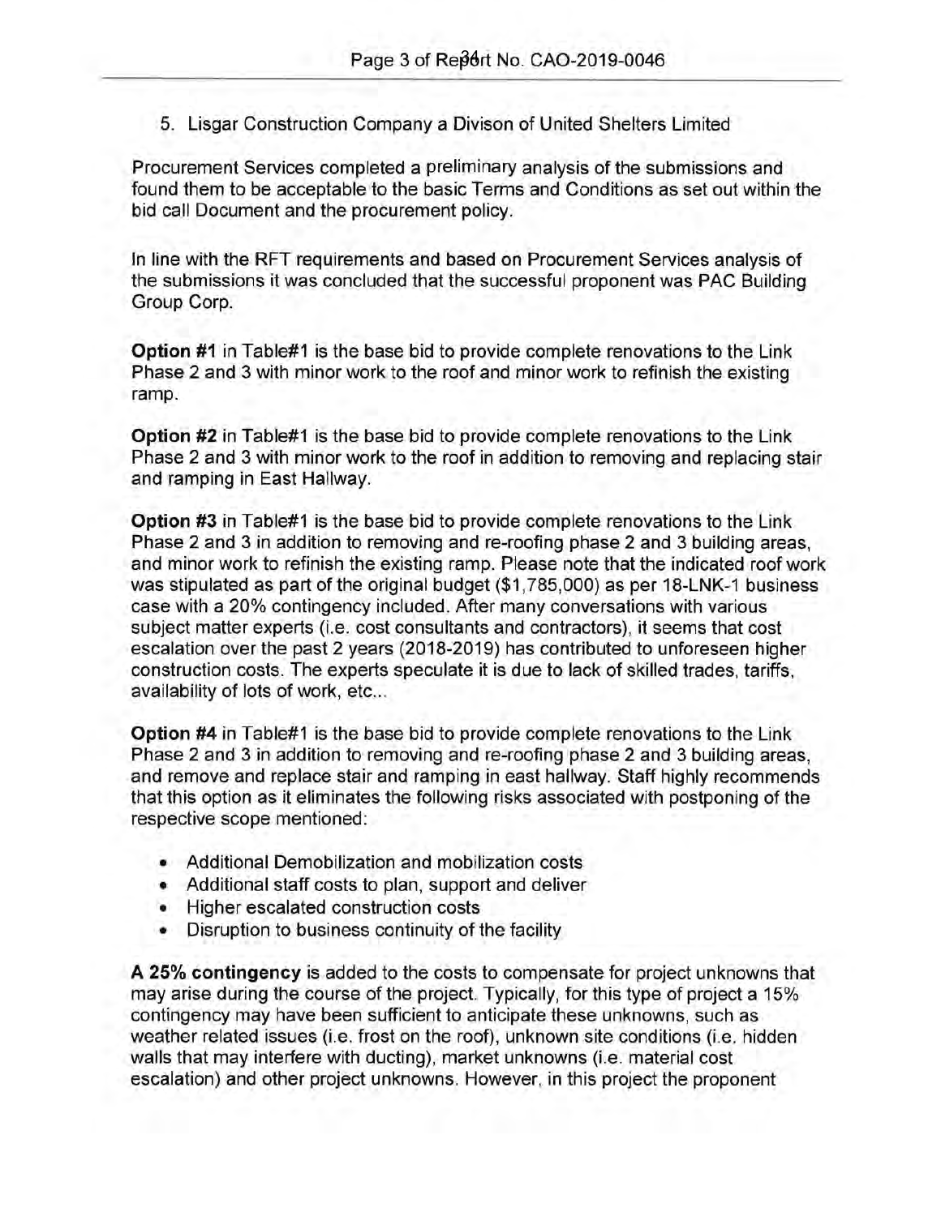5. Lisgar Construction Company a Divison of United Shelters Limited

Procurement Services completed a preliminary analysis of the submissions and found them to be acceptable to the basic Terms and Conditions as set out within the bid call Document and the procurement policy.

In line with the RFT requirements and based on Procurement Services analysis of the submissions it was concluded that the successful proponent was PAC Building Group Corp.

**Option #1** in Table#1 is the base bid to provide complete renovations to the Link Phase 2 and 3 with minor work to the roof and minor work to refinish the existing ramp.

**Option #2** in Table#1 is the base bid to provide complete renovations to the Link Phase 2 and 3 with minor work to the roof in addition to removing and replacing stair and ramping in East Hallway.

**Option #3** in Table#1 is the base bid to provide complete renovations to the Link Phase 2 and 3 in addition to removing and re-roofing phase 2 and 3 building areas, and minor work to refinish the existing ramp. Please note that the indicated roof work was stipulated as part of the original budget ($1,785,000) as per 18-LNK-1 business case with a 20% contingency included. After many conversations with various subject matter experts (i.e. cost consultants and contractors), it seems that cost escalation over the past 2 years (2018-2019) has contributed to unforeseen higher construction costs. The experts speculate it is due to lack of skilled trades, tariffs, availability of lots of work, etc...

**Option #4** in Table#1 is the base bid to provide complete renovations to the Link Phase 2 and 3 in addition to removing and re-roofing phase 2 and 3 building areas, and remove and replace stair and ramping in east hallway. Staff highly recommends that this option as it eliminates the following risks associated with postponing of the respective scope mentioned:

- Additional Demobilization and mobilization costs
- Additional staff costs to plan, support and deliver
- Higher escalated construction costs
- Disruption to business continuity of the facility

**A 25% contingency** is added to the costs to compensate for project unknowns that may arise during the course of the project. Typically, for this type of project a 15% contingency may have been sufficient to anticipate these unknowns, such as weather related issues (i.e. frost on the roof), unknown site conditions (i.e. hidden walls that may interfere with ducting), market unknowns (i.e. material cost escalation) and other project unknowns. However, in this project the proponent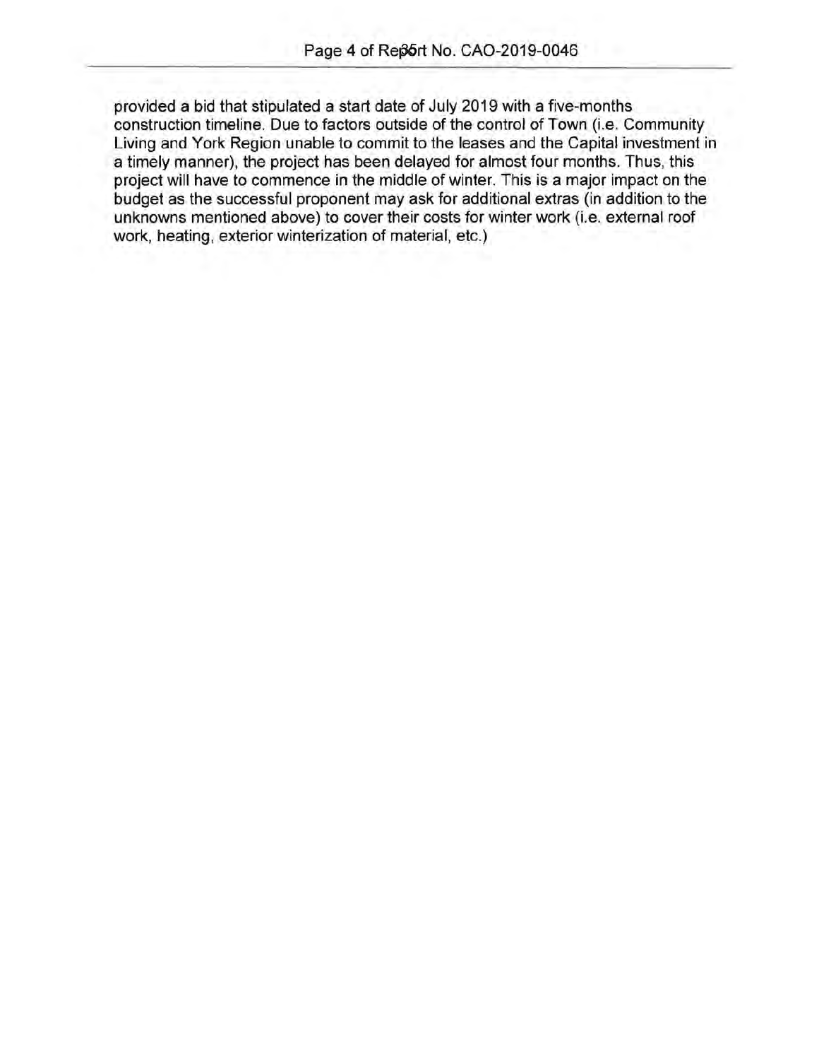provided a bid that stipulated a start date of July 2019 with a five-months construction timeline. Due to factors outside of the control of Town (i.e. Community Living and York Region unable to commit to the leases and the Capital investment in a timely manner), the project has been delayed for almost four months. Thus, this project will have to commence in the middle of winter. This is a major impact on the budget as the successful proponent may ask for additional extras (in addition to the unknowns mentioned above) to cover their costs for winter work (i.e. external roof work, heating, exterior winterization of material, etc.)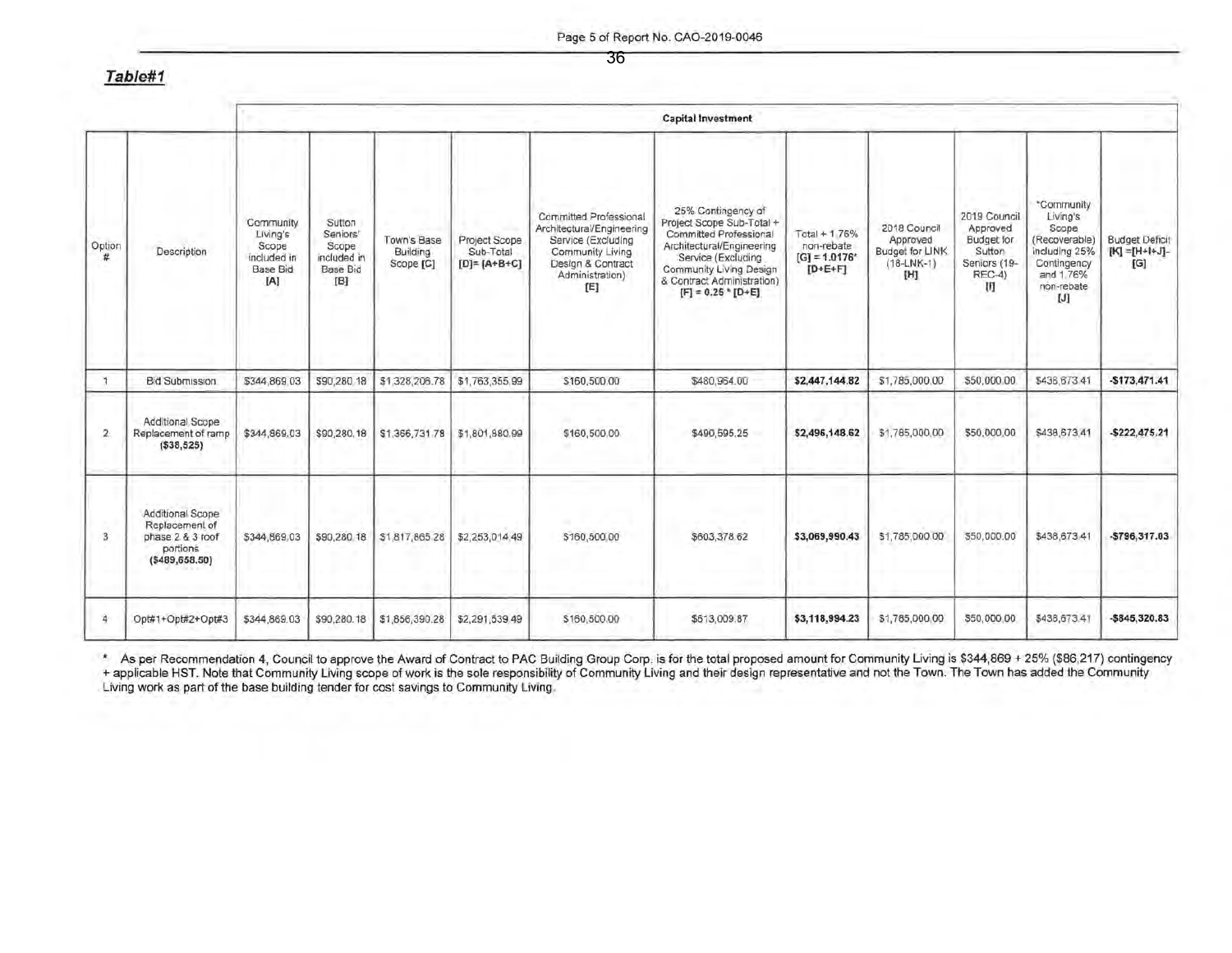***Table#1***

| | | Capital Investment | | | | | | | | | | |
|---|---|---|---|---|---|---|---|---|---|---|---|---|
| Option # | Description | Community Living's Scope included in Base Bid [A] | Sutton Seniors' Scope included in Base Bid [B] | Town's Base Building Scope [C] | Project Scope Sub-Total [D]= [A+B+C] | Committed Professional Architectural/Engineering Service (Excluding Community Living Design & Contract Administration) [E] | 25% Contingency of Project Scope Sub-Total + Committed Professional Architectural/Engineering Service (Excluding Community Living Design & Contract Administration) [F] = 0.25 * [D+E] | Total + 1.76% non-rebate [G] = 1.0176* [D+E+F] | 2018 Council Approved Budget for LINK (18-LNK-1) [H] | 2019 Council Approved Budget for Sutton Seniors (19-REC-4) [I] | *Community Living's Scope (Recoverable) including 25% Contingency and 1.76% non-rebate [J] | Budget Deficit [K] =[H+I+J]-[G] |
| 1 | Bid Submission | $344,869.03 | $90,280.18 | $1,328,206.78 | $1,763,355.99 | $160,500.00 | $480,964.00 | **$2,447,144.82** | $1,785,000.00 | $50,000.00 | $438,673.41 | **-$173,471.41** |
| 2 | Additional Scope Replacement of ramp **($38,525)** | $344,869.03 | $90,280.18 | $1,366,731.78 | $1,801,880.99 | $160,500.00 | $490,595.25 | **$2,496,148.62** | $1,785,000.00 | $50,000.00 | $438,673.41 | **-$222,475.21** |
| 3 | Additional Scope Replacement of phase 2 & 3 roof portions **($489,658.50)** | $344,869.03 | $90,280.18 | $1,817,865.28 | $2,253,014.49 | $160,500.00 | $603,378.62 | **$3,069,990.43** | $1,785,000.00 | $50,000.00 | $438,673.41 | **-$796,317.03** |
| 4 | Opt#1+Opt#2+Opt#3 | $344,869.03 | $90,280.18 | $1,856,390.28 | $2,291,539.49 | $160,500.00 | $613,009.87 | **$3,118,994.23** | $1,785,000.00 | $50,000.00 | $438,673.41 | **-$845,320.83** |

\* As per Recommendation 4, Council to approve the Award of Contract to PAC Building Group Corp. is for the total proposed amount for Community Living is $344,869 + 25% ($86,217) contingency + applicable HST. Note that Community Living scope of work is the sole responsibility of Community Living and their design representative and not the Town. The Town has added the Community Living work as part of the base building tender for cost savings to Community Living.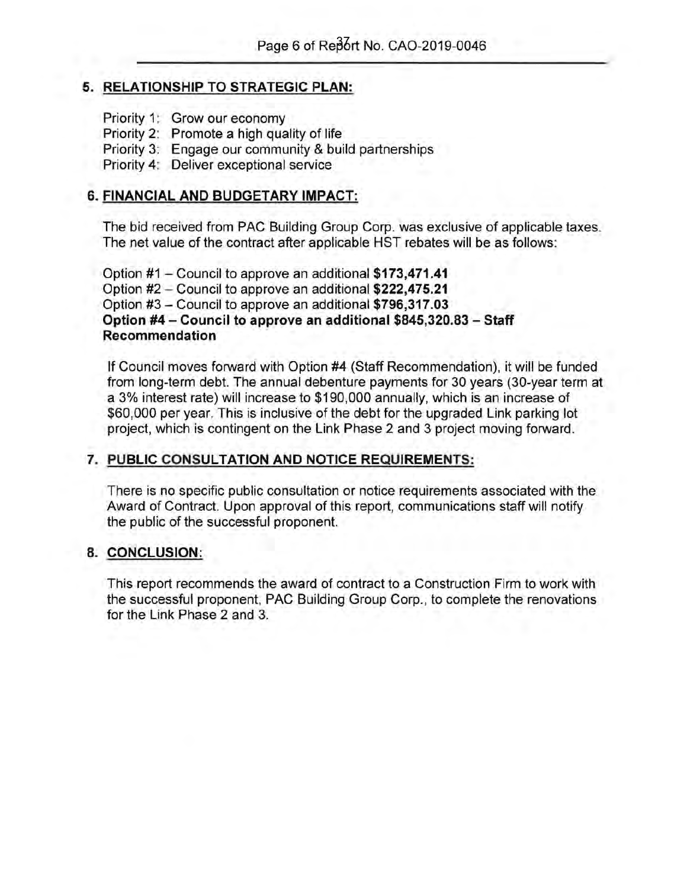## 5. RELATIONSHIP TO STRATEGIC PLAN:

Priority 1: Grow our economy
Priority 2: Promote a high quality of life
Priority 3: Engage our community & build partnerships
Priority 4: Deliver exceptional service

## 6. FINANCIAL AND BUDGETARY IMPACT:

The bid received from PAC Building Group Corp. was exclusive of applicable taxes. The net value of the contract after applicable HST rebates will be as follows:

Option #1 – Council to approve an additional **$173,471.41**
Option #2 – Council to approve an additional **$222,475.21**
Option #3 – Council to approve an additional **$796,317.03**
**Option #4 – Council to approve an additional $845,320.83 – Staff Recommendation**

If Council moves forward with Option #4 (Staff Recommendation), it will be funded from long-term debt. The annual debenture payments for 30 years (30-year term at a 3% interest rate) will increase to $190,000 annually, which is an increase of $60,000 per year. This is inclusive of the debt for the upgraded Link parking lot project, which is contingent on the Link Phase 2 and 3 project moving forward.

## 7. PUBLIC CONSULTATION AND NOTICE REQUIREMENTS:

There is no specific public consultation or notice requirements associated with the Award of Contract. Upon approval of this report, communications staff will notify the public of the successful proponent.

## 8. CONCLUSION:

This report recommends the award of contract to a Construction Firm to work with the successful proponent, PAC Building Group Corp., to complete the renovations for the Link Phase 2 and 3.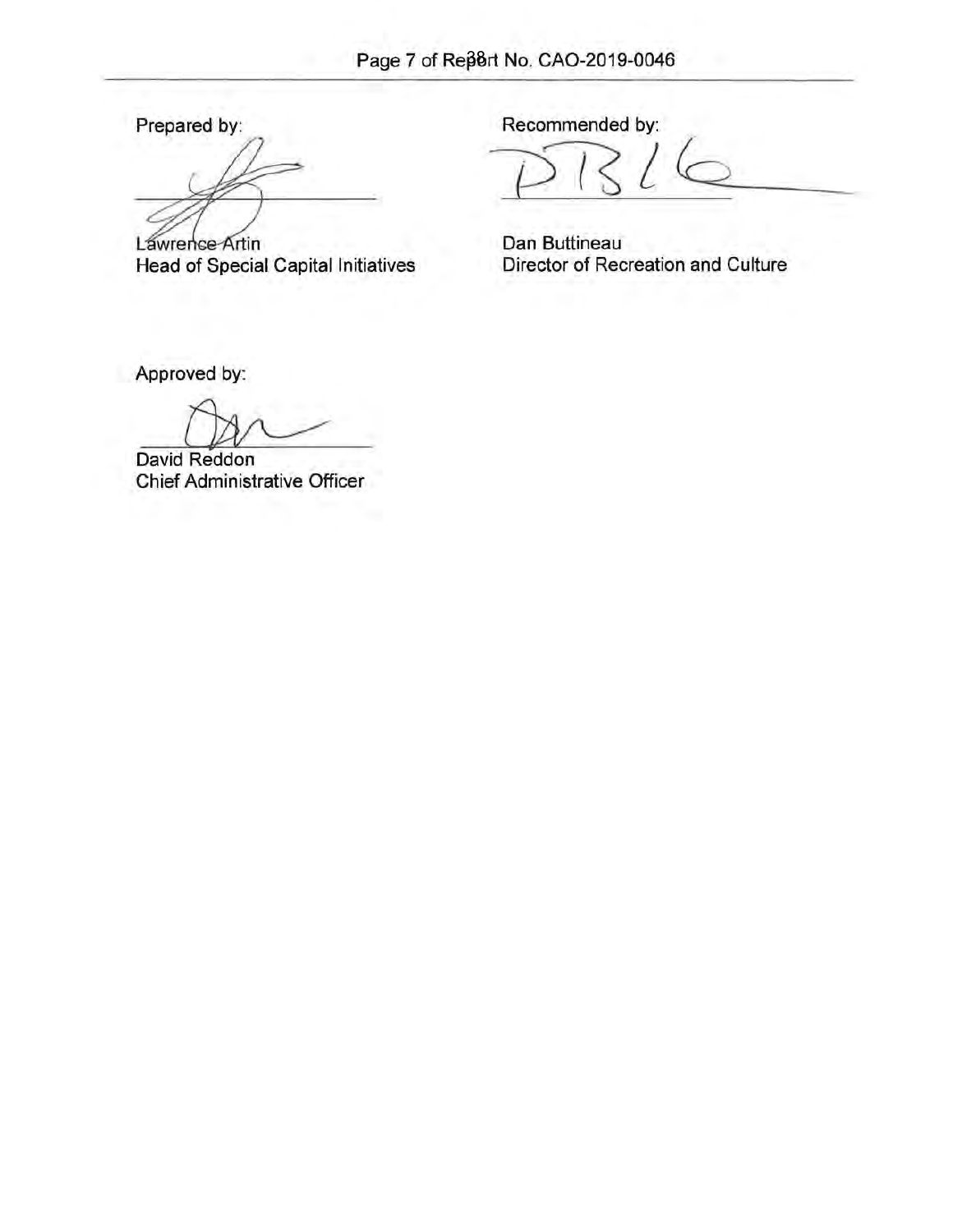Prepared by:

Lawrence Artin
Head of Special Capital Initiatives

Recommended by:

Dan Buttineau
Director of Recreation and Culture

Approved by:

David Reddon
Chief Administrative Officer